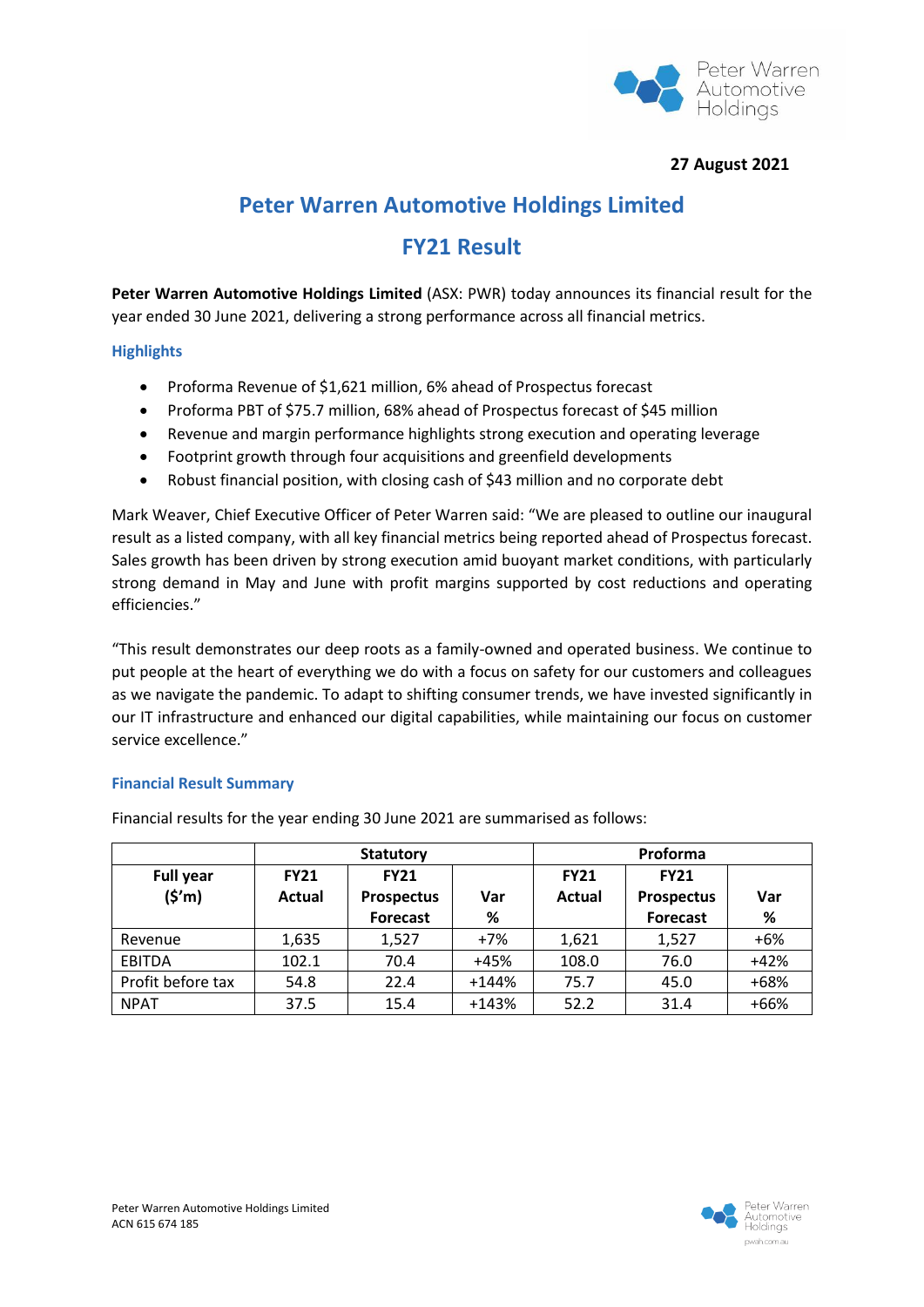**27 August 2021**

# Peter Warren Automotive Holdings Limited

## FY21 Result

**Peter Warren Automotive Holdings Limited** (ASX: PWR) today announces its financial result for the year ended 30 June 2021, delivering a strong performance across all financial metrics.

### Highlights

- Proforma Revenue of $1,621 million, 6% ahead of Prospectus forecast
- Proforma PBT of $75.7 million, 68% ahead of Prospectus forecast of $45 million
- Revenue and margin performance highlights strong execution and operating leverage
- Footprint growth through four acquisitions and greenfield developments
- Robust financial position, with closing cash of $43 million and no corporate debt

Mark Weaver, Chief Executive Officer of Peter Warren said: "We are pleased to outline our inaugural result as a listed company, with all key financial metrics being reported ahead of Prospectus forecast. Sales growth has been driven by strong execution amid buoyant market conditions, with particularly strong demand in May and June with profit margins supported by cost reductions and operating efficiencies."

"This result demonstrates our deep roots as a family-owned and operated business. We continue to put people at the heart of everything we do with a focus on safety for our customers and colleagues as we navigate the pandemic. To adapt to shifting consumer trends, we have invested significantly in our IT infrastructure and enhanced our digital capabilities, while maintaining our focus on customer service excellence."

### Financial Result Summary

Financial results for the year ending 30 June 2021 are summarised as follows:

| | Statutory | | | Proforma | | |
|---|---|---|---|---|---|---|
| **Full year ($'m)** | **FY21 Actual** | **FY21 Prospectus Forecast** | **Var %** | **FY21 Actual** | **FY21 Prospectus Forecast** | **Var %** |
| Revenue | 1,635 | 1,527 | +7% | 1,621 | 1,527 | +6% |
| EBITDA | 102.1 | 70.4 | +45% | 108.0 | 76.0 | +42% |
| Profit before tax | 54.8 | 22.4 | +144% | 75.7 | 45.0 | +68% |
| NPAT | 37.5 | 15.4 | +143% | 52.2 | 31.4 | +66% |

Peter Warren Automotive Holdings Limited
ACN 615 674 185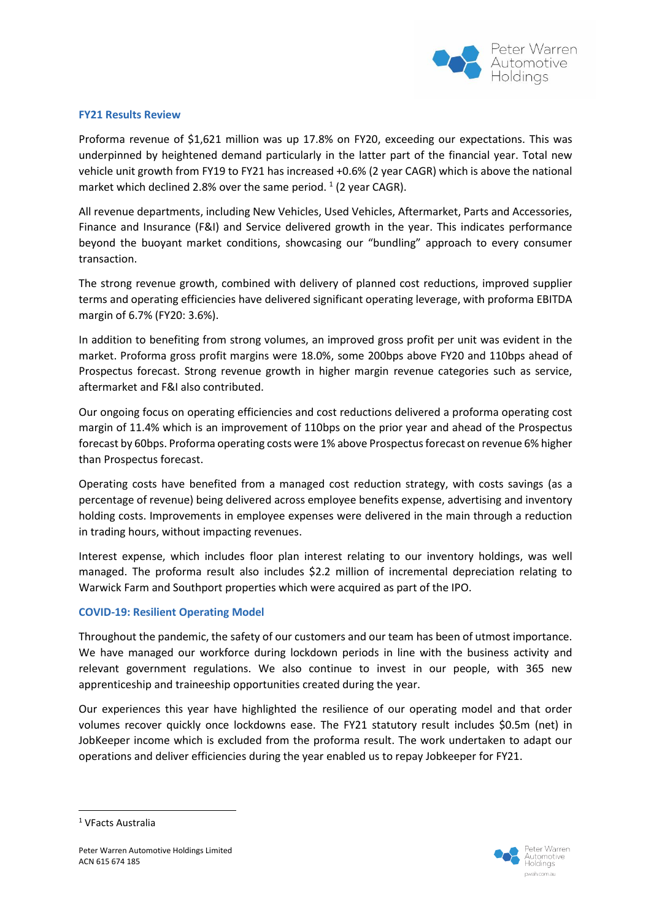## FY21 Results Review

Proforma revenue of $1,621 million was up 17.8% on FY20, exceeding our expectations. This was underpinned by heightened demand particularly in the latter part of the financial year. Total new vehicle unit growth from FY19 to FY21 has increased +0.6% (2 year CAGR) which is above the national market which declined 2.8% over the same period. [1] (2 year CAGR).

All revenue departments, including New Vehicles, Used Vehicles, Aftermarket, Parts and Accessories, Finance and Insurance (F&I) and Service delivered growth in the year. This indicates performance beyond the buoyant market conditions, showcasing our "bundling" approach to every consumer transaction.

The strong revenue growth, combined with delivery of planned cost reductions, improved supplier terms and operating efficiencies have delivered significant operating leverage, with proforma EBITDA margin of 6.7% (FY20: 3.6%).

In addition to benefiting from strong volumes, an improved gross profit per unit was evident in the market. Proforma gross profit margins were 18.0%, some 200bps above FY20 and 110bps ahead of Prospectus forecast. Strong revenue growth in higher margin revenue categories such as service, aftermarket and F&I also contributed.

Our ongoing focus on operating efficiencies and cost reductions delivered a proforma operating cost margin of 11.4% which is an improvement of 110bps on the prior year and ahead of the Prospectus forecast by 60bps. Proforma operating costs were 1% above Prospectus forecast on revenue 6% higher than Prospectus forecast.

Operating costs have benefited from a managed cost reduction strategy, with costs savings (as a percentage of revenue) being delivered across employee benefits expense, advertising and inventory holding costs. Improvements in employee expenses were delivered in the main through a reduction in trading hours, without impacting revenues.

Interest expense, which includes floor plan interest relating to our inventory holdings, was well managed. The proforma result also includes $2.2 million of incremental depreciation relating to Warwick Farm and Southport properties which were acquired as part of the IPO.

## COVID-19: Resilient Operating Model

Throughout the pandemic, the safety of our customers and our team has been of utmost importance. We have managed our workforce during lockdown periods in line with the business activity and relevant government regulations. We also continue to invest in our people, with 365 new apprenticeship and traineeship opportunities created during the year.

Our experiences this year have highlighted the resilience of our operating model and that order volumes recover quickly once lockdowns ease. The FY21 statutory result includes $0.5m (net) in JobKeeper income which is excluded from the proforma result. The work undertaken to adapt our operations and deliver efficiencies during the year enabled us to repay Jobkeeper for FY21.

[1] VFacts Australia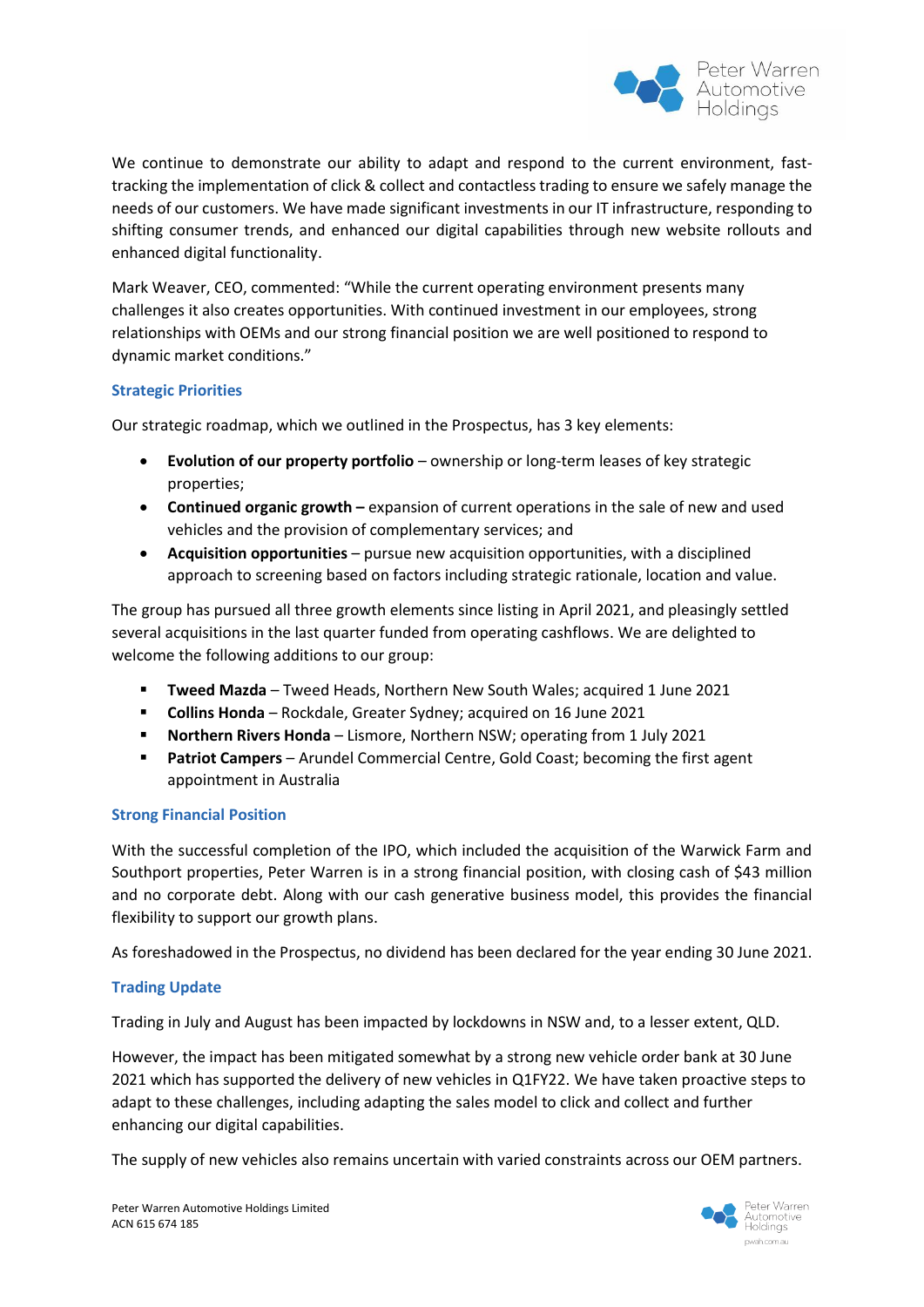We continue to demonstrate our ability to adapt and respond to the current environment, fast-tracking the implementation of click & collect and contactless trading to ensure we safely manage the needs of our customers. We have made significant investments in our IT infrastructure, responding to shifting consumer trends, and enhanced our digital capabilities through new website rollouts and enhanced digital functionality.

Mark Weaver, CEO, commented: "While the current operating environment presents many challenges it also creates opportunities. With continued investment in our employees, strong relationships with OEMs and our strong financial position we are well positioned to respond to dynamic market conditions."

### Strategic Priorities

Our strategic roadmap, which we outlined in the Prospectus, has 3 key elements:

- **Evolution of our property portfolio** – ownership or long-term leases of key strategic properties;
- **Continued organic growth –** expansion of current operations in the sale of new and used vehicles and the provision of complementary services; and
- **Acquisition opportunities** – pursue new acquisition opportunities, with a disciplined approach to screening based on factors including strategic rationale, location and value.

The group has pursued all three growth elements since listing in April 2021, and pleasingly settled several acquisitions in the last quarter funded from operating cashflows. We are delighted to welcome the following additions to our group:

- **Tweed Mazda** – Tweed Heads, Northern New South Wales; acquired 1 June 2021
- **Collins Honda** – Rockdale, Greater Sydney; acquired on 16 June 2021
- **Northern Rivers Honda** – Lismore, Northern NSW; operating from 1 July 2021
- **Patriot Campers** – Arundel Commercial Centre, Gold Coast; becoming the first agent appointment in Australia

### Strong Financial Position

With the successful completion of the IPO, which included the acquisition of the Warwick Farm and Southport properties, Peter Warren is in a strong financial position, with closing cash of $43 million and no corporate debt. Along with our cash generative business model, this provides the financial flexibility to support our growth plans.

As foreshadowed in the Prospectus, no dividend has been declared for the year ending 30 June 2021.

### Trading Update

Trading in July and August has been impacted by lockdowns in NSW and, to a lesser extent, QLD.

However, the impact has been mitigated somewhat by a strong new vehicle order bank at 30 June 2021 which has supported the delivery of new vehicles in Q1FY22. We have taken proactive steps to adapt to these challenges, including adapting the sales model to click and collect and further enhancing our digital capabilities.

The supply of new vehicles also remains uncertain with varied constraints across our OEM partners.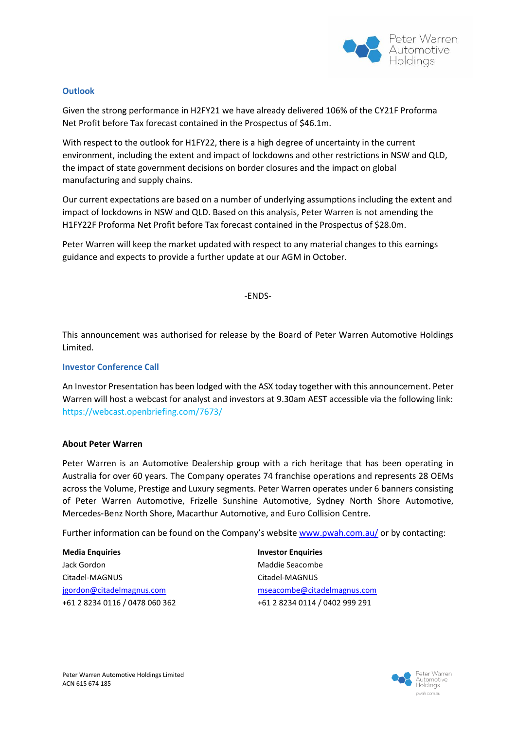## Outlook

Given the strong performance in H2FY21 we have already delivered 106% of the CY21F Proforma Net Profit before Tax forecast contained in the Prospectus of $46.1m.

With respect to the outlook for H1FY22, there is a high degree of uncertainty in the current environment, including the extent and impact of lockdowns and other restrictions in NSW and QLD, the impact of state government decisions on border closures and the impact on global manufacturing and supply chains.

Our current expectations are based on a number of underlying assumptions including the extent and impact of lockdowns in NSW and QLD. Based on this analysis, Peter Warren is not amending the H1FY22F Proforma Net Profit before Tax forecast contained in the Prospectus of $28.0m.

Peter Warren will keep the market updated with respect to any material changes to this earnings guidance and expects to provide a further update at our AGM in October.

-ENDS-

This announcement was authorised for release by the Board of Peter Warren Automotive Holdings Limited.

## Investor Conference Call

An Investor Presentation has been lodged with the ASX today together with this announcement. Peter Warren will host a webcast for analyst and investors at 9.30am AEST accessible via the following link: https://webcast.openbriefing.com/7673/

**About Peter Warren**

Peter Warren is an Automotive Dealership group with a rich heritage that has been operating in Australia for over 60 years. The Company operates 74 franchise operations and represents 28 OEMs across the Volume, Prestige and Luxury segments. Peter Warren operates under 6 banners consisting of Peter Warren Automotive, Frizelle Sunshine Automotive, Sydney North Shore Automotive, Mercedes-Benz North Shore, Macarthur Automotive, and Euro Collision Centre.

Further information can be found on the Company's website www.pwah.com.au/ or by contacting:

**Media Enquiries**
Jack Gordon
Citadel-MAGNUS
jgordon@citadelmagnus.com
+61 2 8234 0116 / 0478 060 362

**Investor Enquiries**
Maddie Seacombe
Citadel-MAGNUS
mseacombe@citadelmagnus.com
+61 2 8234 0114 / 0402 999 291

Peter Warren Automotive Holdings Limited
ACN 615 674 185